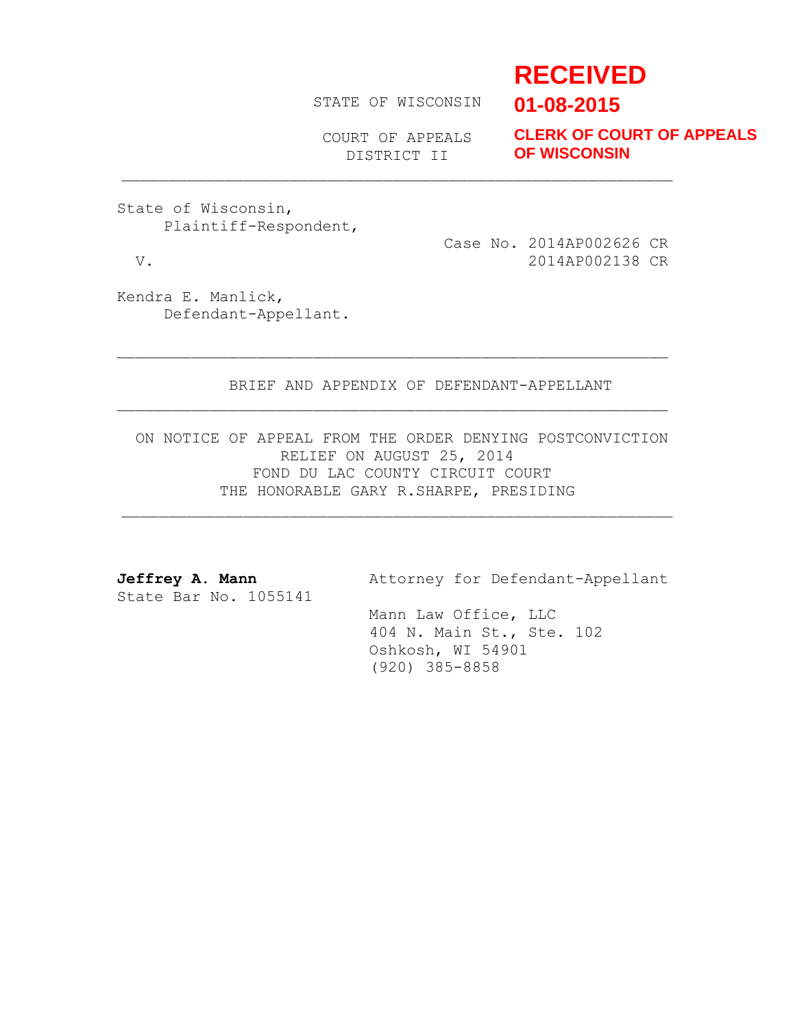**RECEIVED**
**01-08-2015**
**CLERK OF COURT OF APPEALS OF WISCONSIN**

STATE OF WISCONSIN

COURT OF APPEALS
DISTRICT II

---

State of Wisconsin,
Plaintiff-Respondent,

Case No. 2014AP002626 CR
2014AP002138 CR

V.

Kendra E. Manlick,
Defendant-Appellant.

---

BRIEF AND APPENDIX OF DEFENDANT-APPELLANT

---

ON NOTICE OF APPEAL FROM THE ORDER DENYING POSTCONVICTION RELIEF ON AUGUST 25, 2014
FOND DU LAC COUNTY CIRCUIT COURT
THE HONORABLE GARY R.SHARPE, PRESIDING

---

**Jeffrey A. Mann**
State Bar No. 1055141

Attorney for Defendant-Appellant

Mann Law Office, LLC
404 N. Main St., Ste. 102
Oshkosh, WI 54901
(920) 385-8858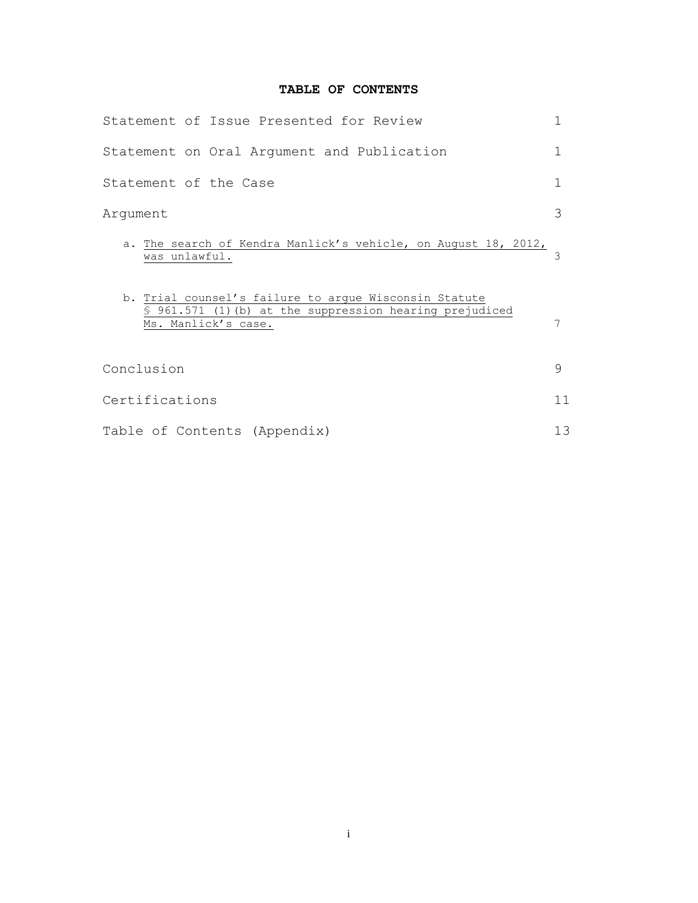# TABLE OF CONTENTS

| | |
|---|---|
| Statement of Issue Presented for Review | 1 |
| Statement on Oral Argument and Publication | 1 |
| Statement of the Case | 1 |
| Argument | 3 |
| a. The search of Kendra Manlick's vehicle, on August 18, 2012, was unlawful. | 3 |
| b. Trial counsel's failure to argue Wisconsin Statute § 961.571 (1)(b) at the suppression hearing prejudiced Ms. Manlick's case. | 7 |
| Conclusion | 9 |
| Certifications | 11 |
| Table of Contents (Appendix) | 13 |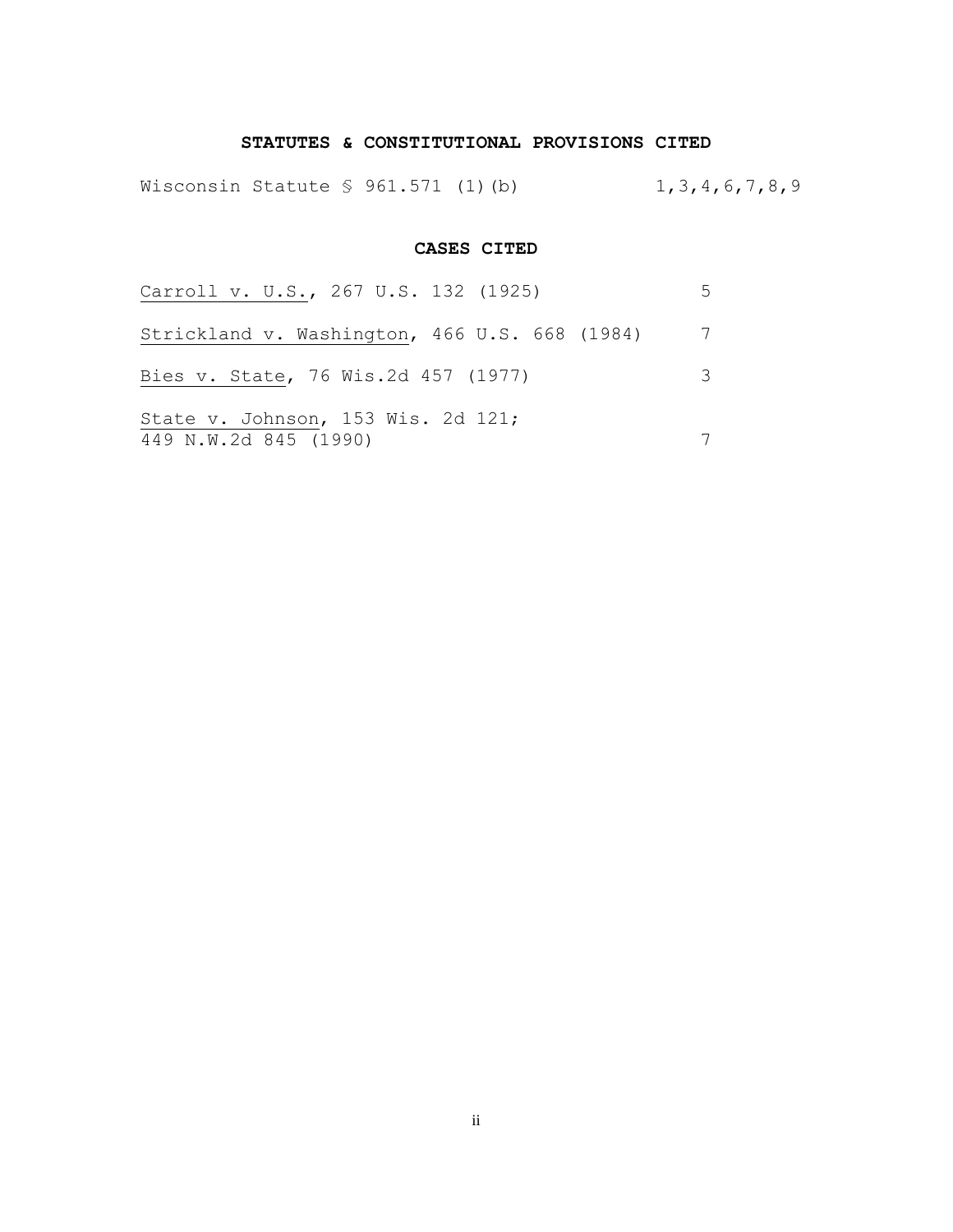## STATUTES & CONSTITUTIONAL PROVISIONS CITED

| | |
|---|---|
| Wisconsin Statute § 961.571 (1)(b) | 1,3,4,6,7,8,9 |

## CASES CITED

| | |
|---|---|
| Carroll v. U.S., 267 U.S. 132 (1925) | 5 |
| Strickland v. Washington, 466 U.S. 668 (1984) | 7 |
| Bies v. State, 76 Wis.2d 457 (1977) | 3 |
| State v. Johnson, 153 Wis. 2d 121; 449 N.W.2d 845 (1990) | 7 |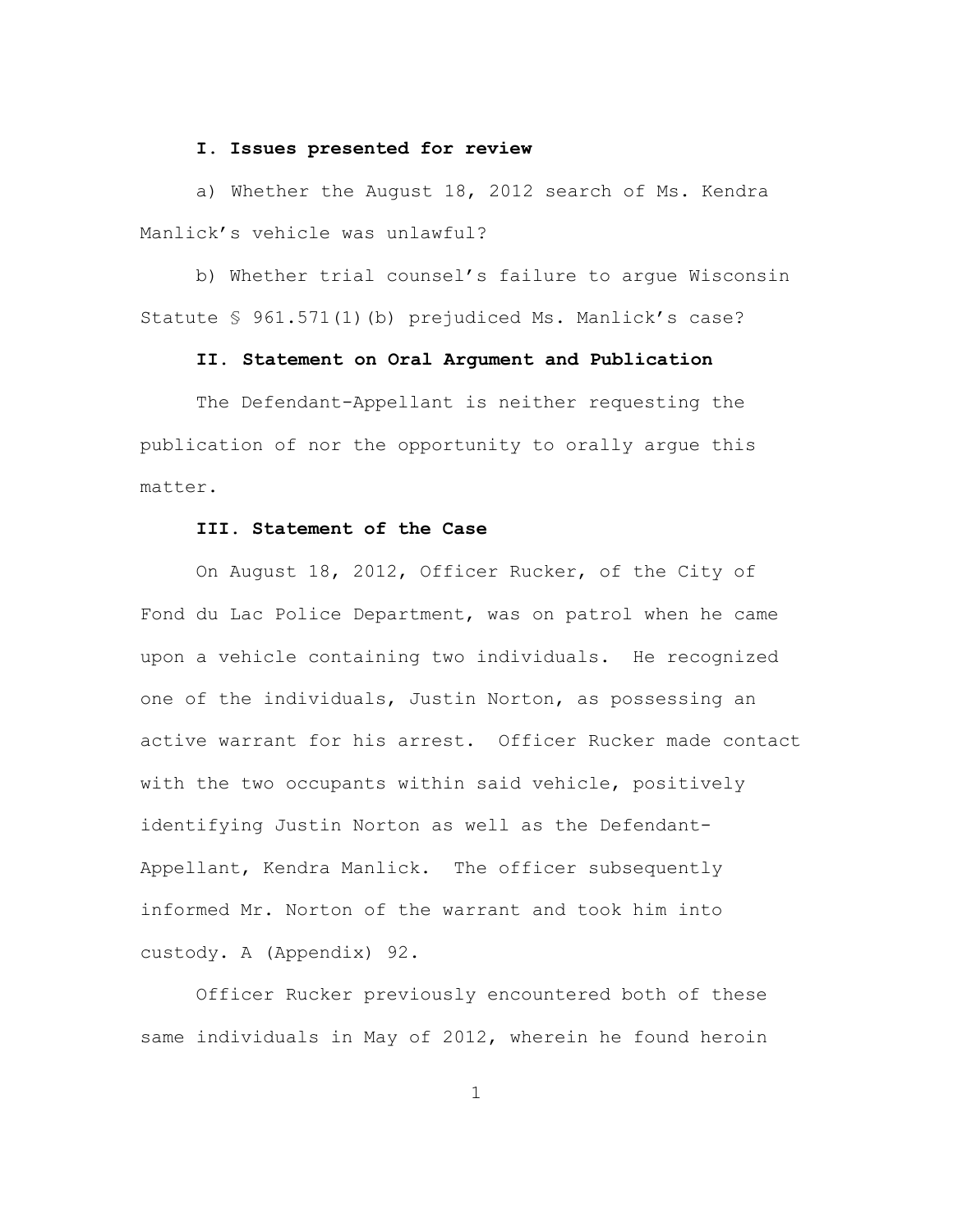## I. Issues presented for review

a) Whether the August 18, 2012 search of Ms. Kendra Manlick's vehicle was unlawful?

b) Whether trial counsel's failure to argue Wisconsin Statute § 961.571(1)(b) prejudiced Ms. Manlick's case?

## II. Statement on Oral Argument and Publication

The Defendant-Appellant is neither requesting the publication of nor the opportunity to orally argue this matter.

## III. Statement of the Case

On August 18, 2012, Officer Rucker, of the City of Fond du Lac Police Department, was on patrol when he came upon a vehicle containing two individuals. He recognized one of the individuals, Justin Norton, as possessing an active warrant for his arrest. Officer Rucker made contact with the two occupants within said vehicle, positively identifying Justin Norton as well as the Defendant-Appellant, Kendra Manlick. The officer subsequently informed Mr. Norton of the warrant and took him into custody. A (Appendix) 92.

Officer Rucker previously encountered both of these same individuals in May of 2012, wherein he found heroin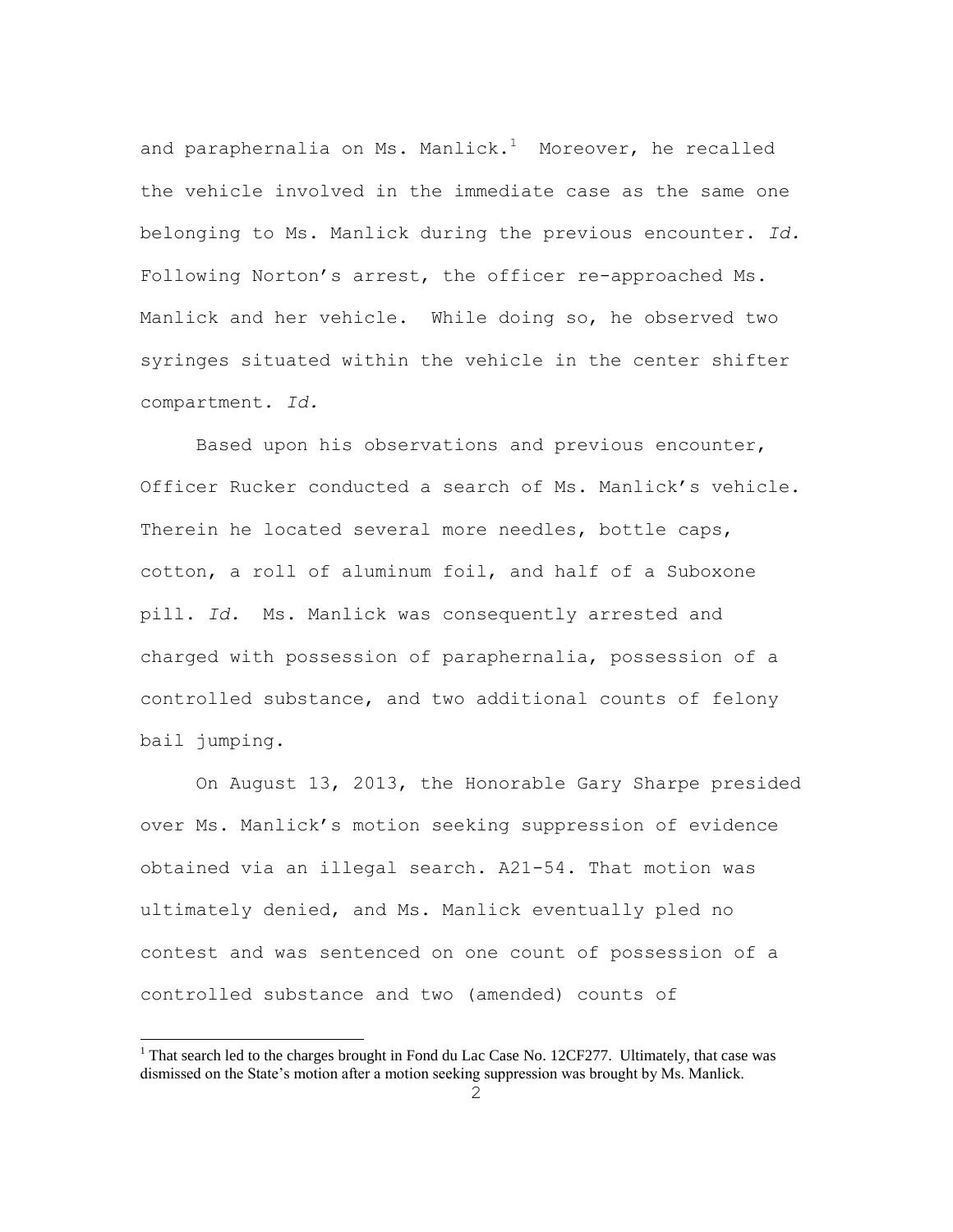and paraphernalia on Ms. Manlick.[1] Moreover, he recalled the vehicle involved in the immediate case as the same one belonging to Ms. Manlick during the previous encounter. *Id.* Following Norton's arrest, the officer re-approached Ms. Manlick and her vehicle. While doing so, he observed two syringes situated within the vehicle in the center shifter compartment. *Id.*

Based upon his observations and previous encounter, Officer Rucker conducted a search of Ms. Manlick's vehicle. Therein he located several more needles, bottle caps, cotton, a roll of aluminum foil, and half of a Suboxone pill. *Id.* Ms. Manlick was consequently arrested and charged with possession of paraphernalia, possession of a controlled substance, and two additional counts of felony bail jumping.

On August 13, 2013, the Honorable Gary Sharpe presided over Ms. Manlick's motion seeking suppression of evidence obtained via an illegal search. A21-54. That motion was ultimately denied, and Ms. Manlick eventually pled no contest and was sentenced on one count of possession of a controlled substance and two (amended) counts of

---

[1] That search led to the charges brought in Fond du Lac Case No. 12CF277. Ultimately, that case was dismissed on the State's motion after a motion seeking suppression was brought by Ms. Manlick.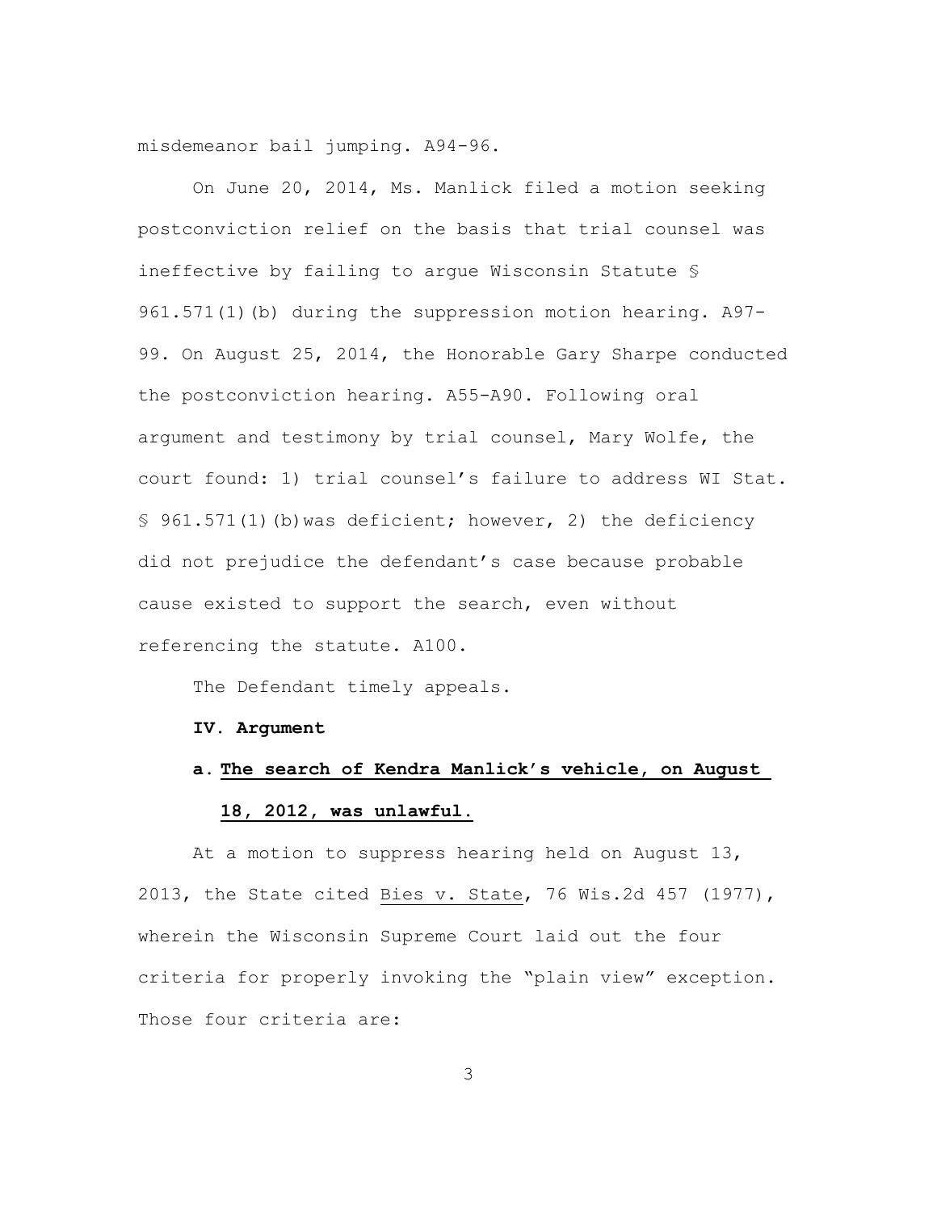misdemeanor bail jumping. A94-96.

On June 20, 2014, Ms. Manlick filed a motion seeking postconviction relief on the basis that trial counsel was ineffective by failing to argue Wisconsin Statute § 961.571(1)(b) during the suppression motion hearing. A97-99. On August 25, 2014, the Honorable Gary Sharpe conducted the postconviction hearing. A55-A90. Following oral argument and testimony by trial counsel, Mary Wolfe, the court found: 1) trial counsel's failure to address WI Stat. § 961.571(1)(b)was deficient; however, 2) the deficiency did not prejudice the defendant's case because probable cause existed to support the search, even without referencing the statute. A100.

The Defendant timely appeals.

## IV. Argument

### a. The search of Kendra Manlick's vehicle, on August 18, 2012, was unlawful.

At a motion to suppress hearing held on August 13, 2013, the State cited Bies v. State, 76 Wis.2d 457 (1977), wherein the Wisconsin Supreme Court laid out the four criteria for properly invoking the "plain view" exception. Those four criteria are: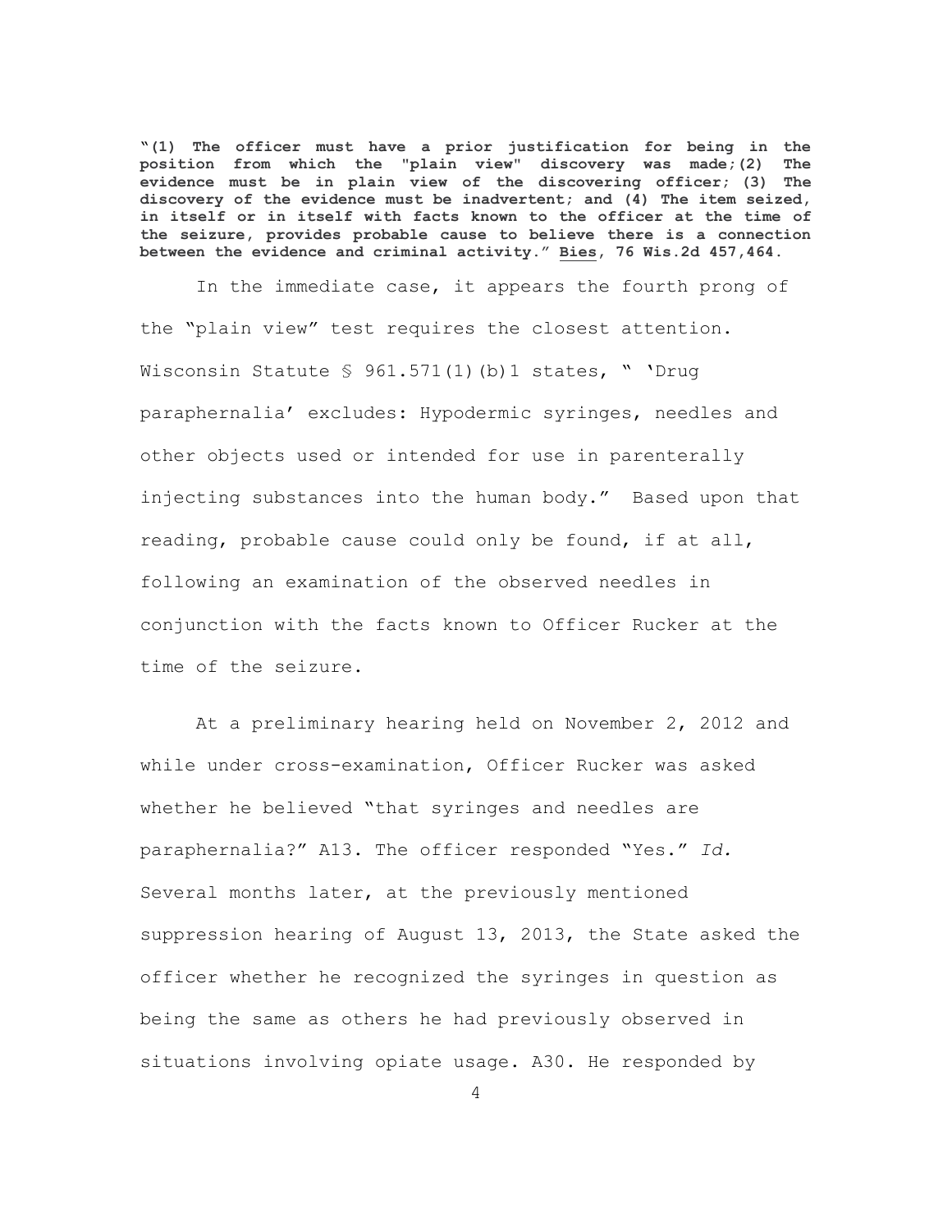**"(1) The officer must have a prior justification for being in the position from which the "plain view" discovery was made;(2) The evidence must be in plain view of the discovering officer; (3) The discovery of the evidence must be inadvertent; and (4) The item seized, in itself or in itself with facts known to the officer at the time of the seizure, provides probable cause to believe there is a connection between the evidence and criminal activity." Bies, 76 Wis.2d 457,464.**

In the immediate case, it appears the fourth prong of the "plain view" test requires the closest attention. Wisconsin Statute § 961.571(1)(b)1 states, " 'Drug paraphernalia' excludes: Hypodermic syringes, needles and other objects used or intended for use in parenterally injecting substances into the human body." Based upon that reading, probable cause could only be found, if at all, following an examination of the observed needles in conjunction with the facts known to Officer Rucker at the time of the seizure.

At a preliminary hearing held on November 2, 2012 and while under cross-examination, Officer Rucker was asked whether he believed "that syringes and needles are paraphernalia?" A13. The officer responded "Yes." *Id.* Several months later, at the previously mentioned suppression hearing of August 13, 2013, the State asked the officer whether he recognized the syringes in question as being the same as others he had previously observed in situations involving opiate usage. A30. He responded by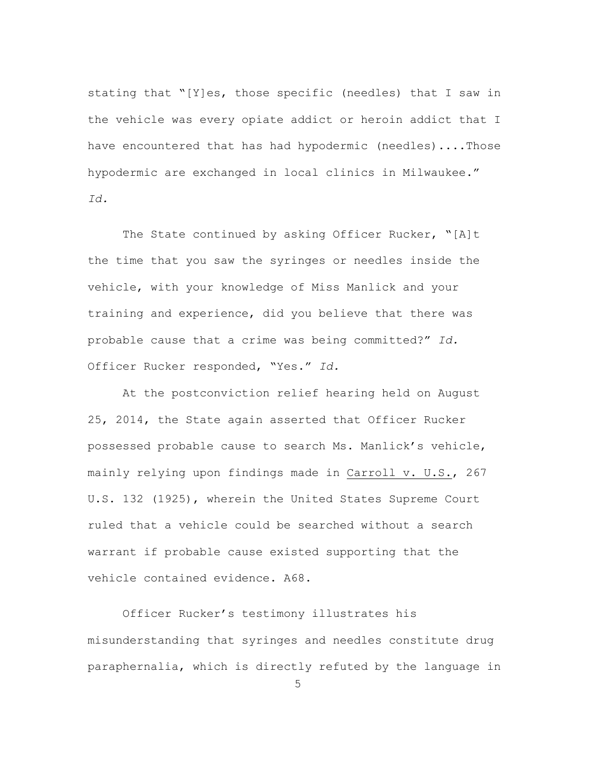stating that "[Y]es, those specific (needles) that I saw in the vehicle was every opiate addict or heroin addict that I have encountered that has had hypodermic (needles)....Those hypodermic are exchanged in local clinics in Milwaukee." *Id.*

The State continued by asking Officer Rucker, "[A]t the time that you saw the syringes or needles inside the vehicle, with your knowledge of Miss Manlick and your training and experience, did you believe that there was probable cause that a crime was being committed?" *Id.* Officer Rucker responded, "Yes." *Id.*

At the postconviction relief hearing held on August 25, 2014, the State again asserted that Officer Rucker possessed probable cause to search Ms. Manlick's vehicle, mainly relying upon findings made in Carroll v. U.S., 267 U.S. 132 (1925), wherein the United States Supreme Court ruled that a vehicle could be searched without a search warrant if probable cause existed supporting that the vehicle contained evidence. A68.

Officer Rucker's testimony illustrates his misunderstanding that syringes and needles constitute drug paraphernalia, which is directly refuted by the language in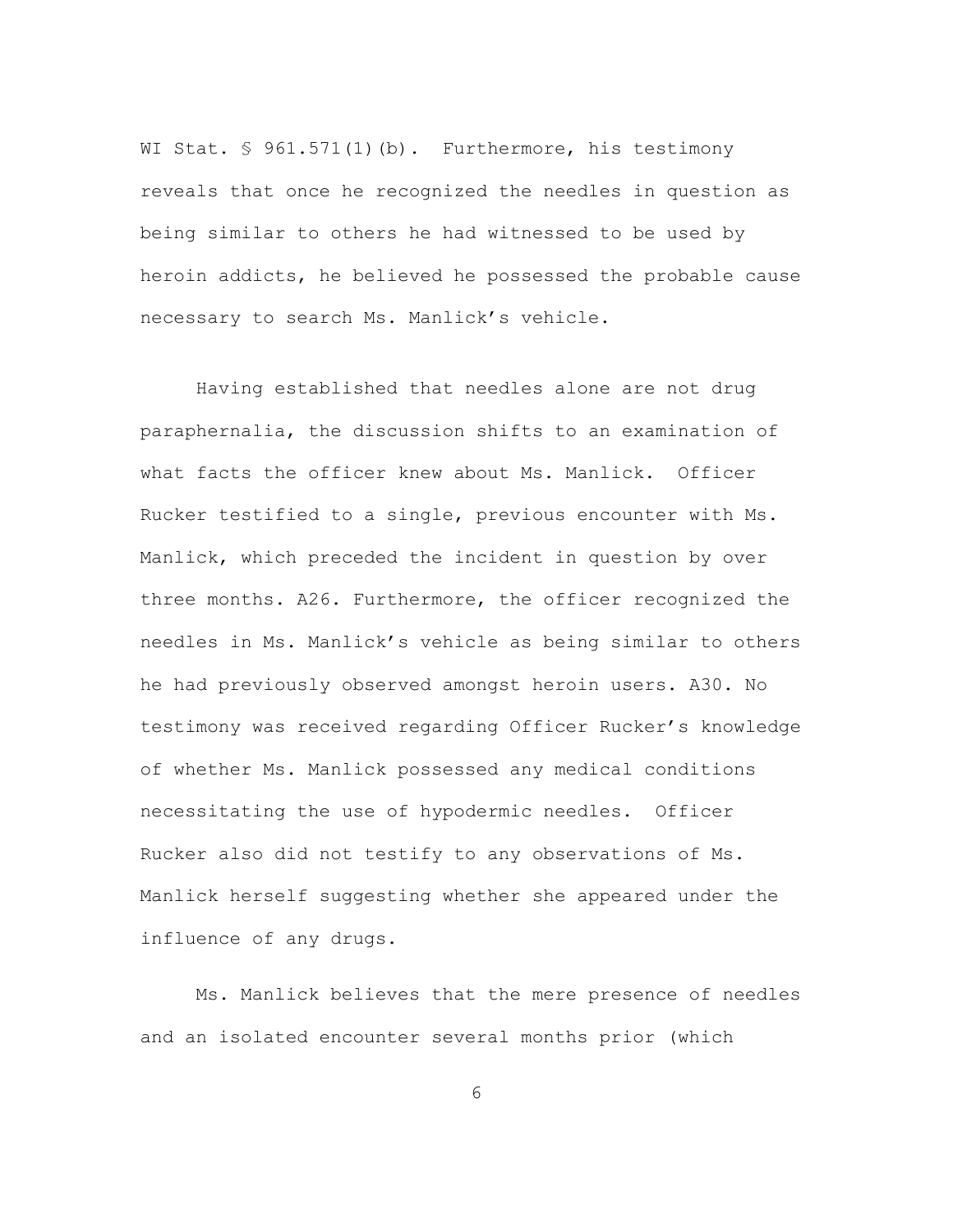WI Stat. § 961.571(1)(b). Furthermore, his testimony reveals that once he recognized the needles in question as being similar to others he had witnessed to be used by heroin addicts, he believed he possessed the probable cause necessary to search Ms. Manlick's vehicle.

Having established that needles alone are not drug paraphernalia, the discussion shifts to an examination of what facts the officer knew about Ms. Manlick. Officer Rucker testified to a single, previous encounter with Ms. Manlick, which preceded the incident in question by over three months. A26. Furthermore, the officer recognized the needles in Ms. Manlick's vehicle as being similar to others he had previously observed amongst heroin users. A30. No testimony was received regarding Officer Rucker's knowledge of whether Ms. Manlick possessed any medical conditions necessitating the use of hypodermic needles. Officer Rucker also did not testify to any observations of Ms. Manlick herself suggesting whether she appeared under the influence of any drugs.

Ms. Manlick believes that the mere presence of needles and an isolated encounter several months prior (which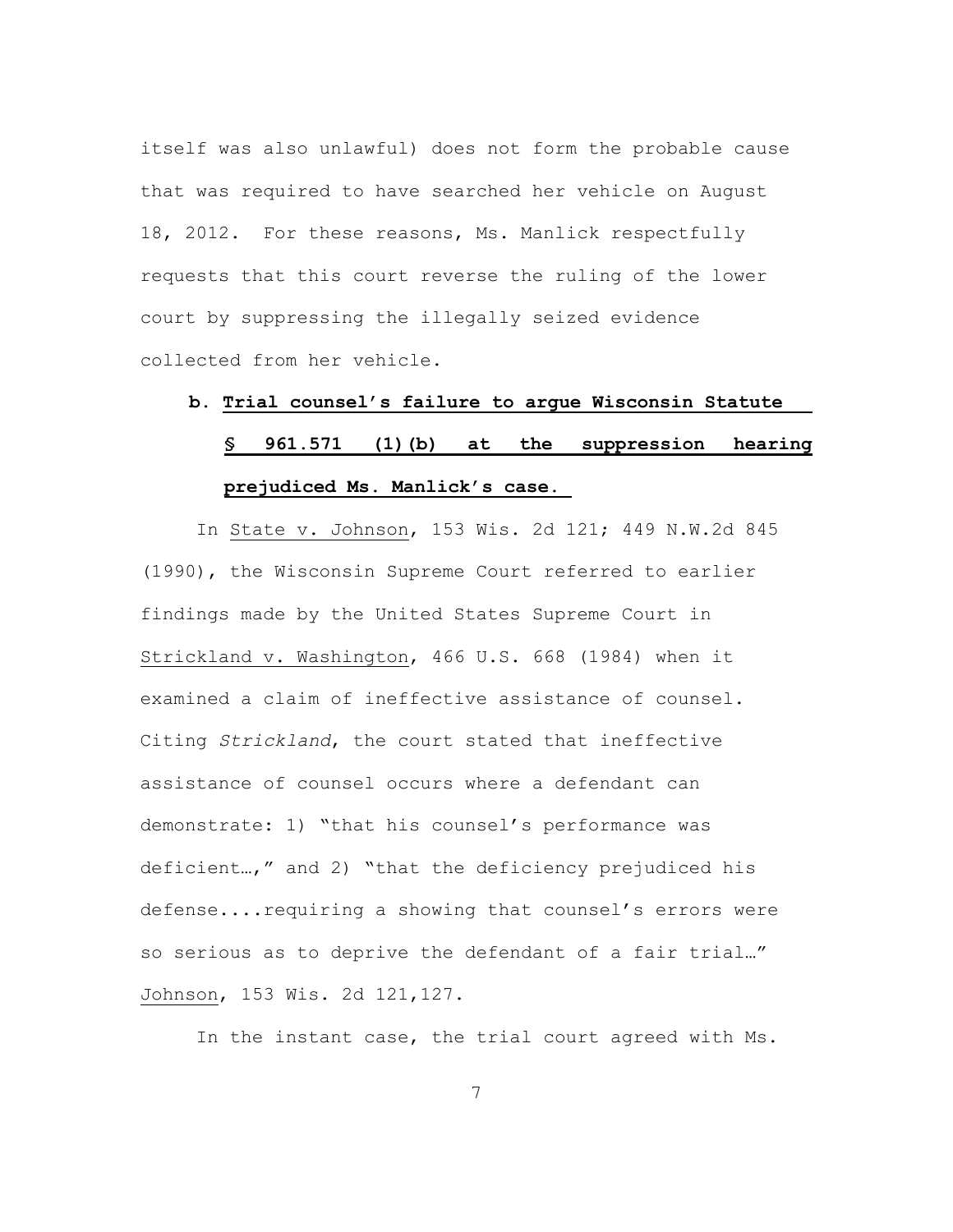itself was also unlawful) does not form the probable cause that was required to have searched her vehicle on August 18, 2012. For these reasons, Ms. Manlick respectfully requests that this court reverse the ruling of the lower court by suppressing the illegally seized evidence collected from her vehicle.

**b. Trial counsel's failure to argue Wisconsin Statute § 961.571 (1)(b) at the suppression hearing prejudiced Ms. Manlick's case.**

In State v. Johnson, 153 Wis. 2d 121; 449 N.W.2d 845 (1990), the Wisconsin Supreme Court referred to earlier findings made by the United States Supreme Court in Strickland v. Washington, 466 U.S. 668 (1984) when it examined a claim of ineffective assistance of counsel. Citing *Strickland*, the court stated that ineffective assistance of counsel occurs where a defendant can demonstrate: 1) "that his counsel's performance was deficient…," and 2) "that the deficiency prejudiced his defense....requiring a showing that counsel's errors were so serious as to deprive the defendant of a fair trial…" Johnson, 153 Wis. 2d 121,127.

In the instant case, the trial court agreed with Ms.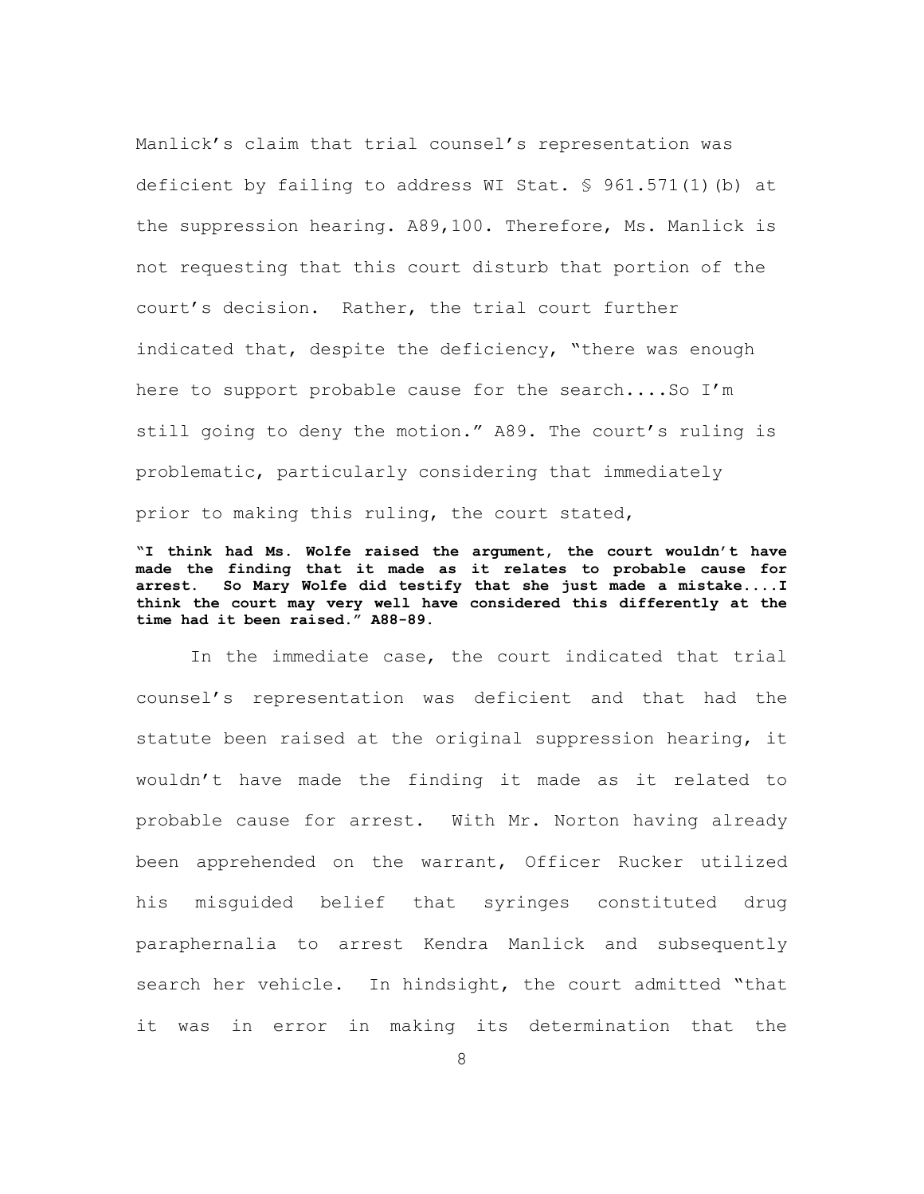Manlick's claim that trial counsel's representation was deficient by failing to address WI Stat. § 961.571(1)(b) at the suppression hearing. A89,100. Therefore, Ms. Manlick is not requesting that this court disturb that portion of the court's decision. Rather, the trial court further indicated that, despite the deficiency, "there was enough here to support probable cause for the search....So I'm still going to deny the motion." A89. The court's ruling is problematic, particularly considering that immediately prior to making this ruling, the court stated,

**"I think had Ms. Wolfe raised the argument, the court wouldn't have made the finding that it made as it relates to probable cause for arrest. So Mary Wolfe did testify that she just made a mistake....I think the court may very well have considered this differently at the time had it been raised." A88-89.**

In the immediate case, the court indicated that trial counsel's representation was deficient and that had the statute been raised at the original suppression hearing, it wouldn't have made the finding it made as it related to probable cause for arrest. With Mr. Norton having already been apprehended on the warrant, Officer Rucker utilized his misguided belief that syringes constituted drug paraphernalia to arrest Kendra Manlick and subsequently search her vehicle. In hindsight, the court admitted "that it was in error in making its determination that the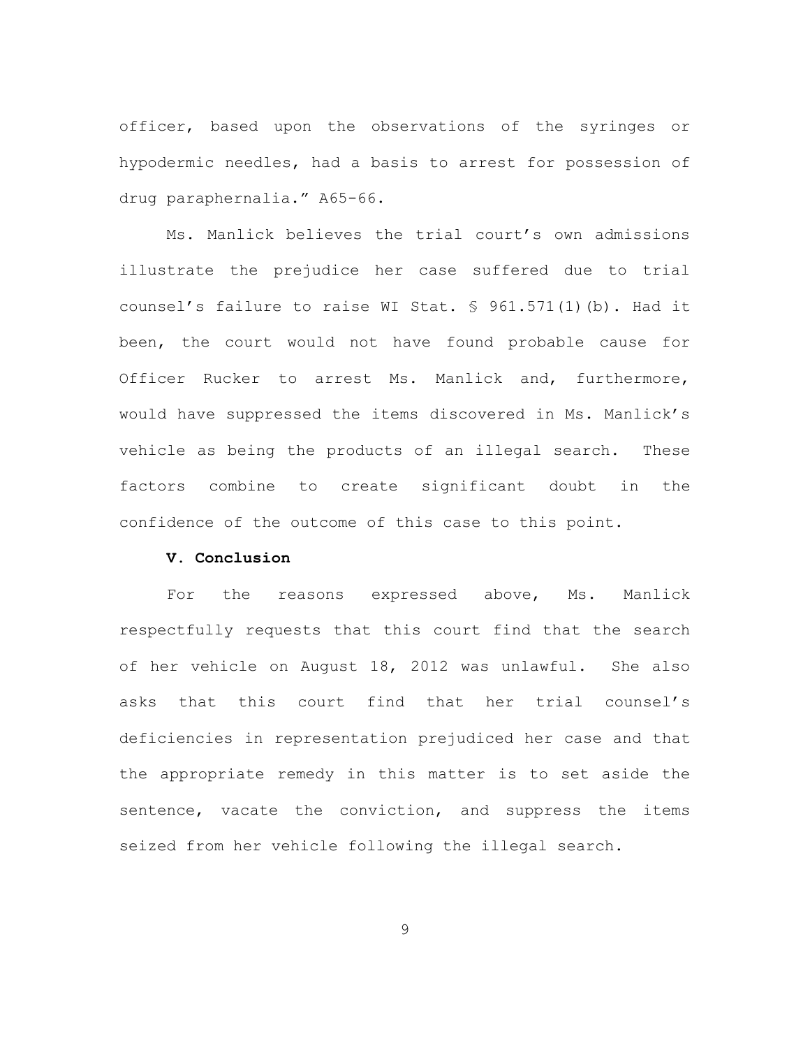officer, based upon the observations of the syringes or hypodermic needles, had a basis to arrest for possession of drug paraphernalia." A65-66.

Ms. Manlick believes the trial court's own admissions illustrate the prejudice her case suffered due to trial counsel's failure to raise WI Stat. § 961.571(1)(b). Had it been, the court would not have found probable cause for Officer Rucker to arrest Ms. Manlick and, furthermore, would have suppressed the items discovered in Ms. Manlick's vehicle as being the products of an illegal search. These factors combine to create significant doubt in the confidence of the outcome of this case to this point.

**V. Conclusion**

For the reasons expressed above, Ms. Manlick respectfully requests that this court find that the search of her vehicle on August 18, 2012 was unlawful. She also asks that this court find that her trial counsel's deficiencies in representation prejudiced her case and that the appropriate remedy in this matter is to set aside the sentence, vacate the conviction, and suppress the items seized from her vehicle following the illegal search.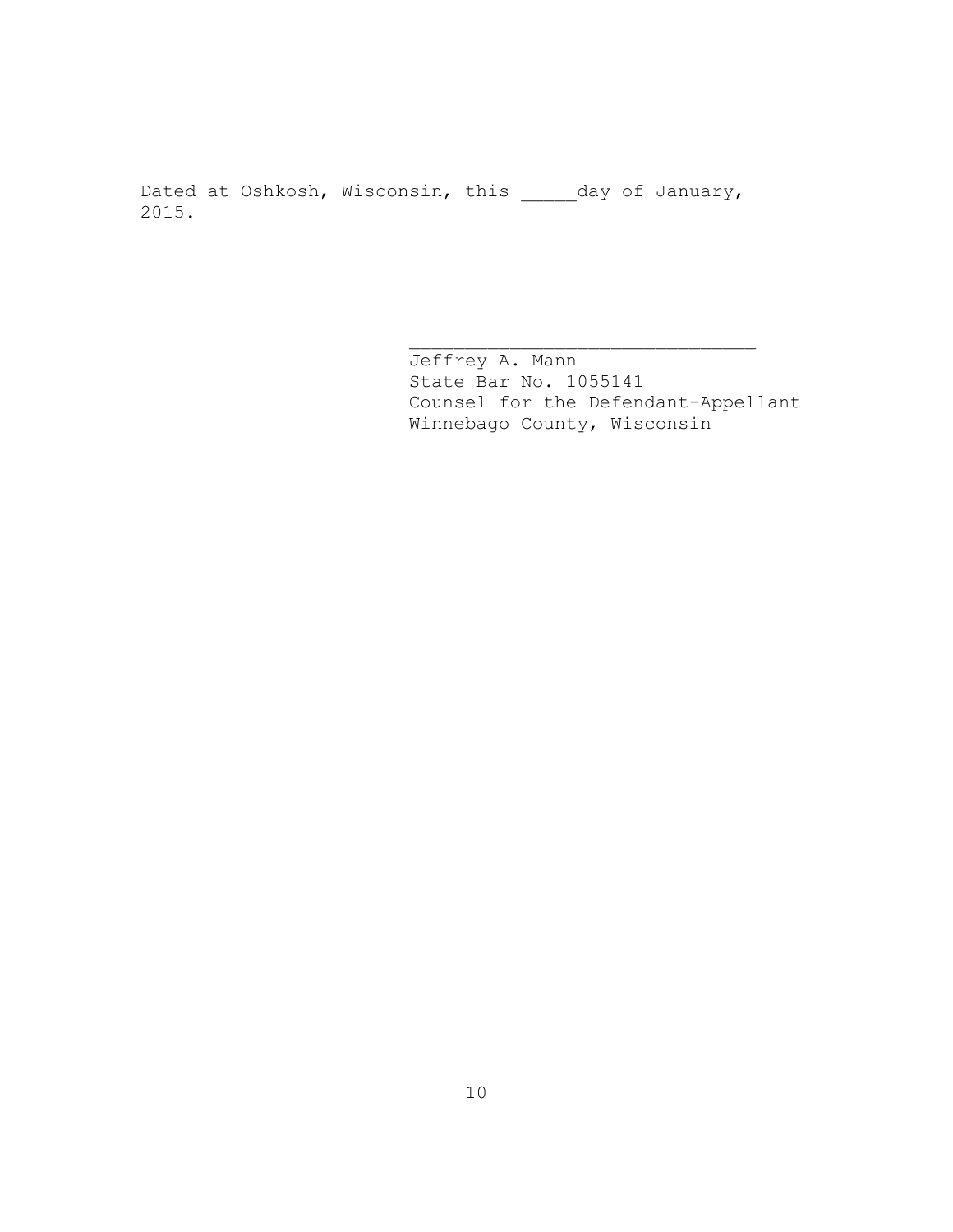Dated at Oshkosh, Wisconsin, this _____day of January, 2015.

_______________________________
Jeffrey A. Mann
State Bar No. 1055141
Counsel for the Defendant-Appellant
Winnebago County, Wisconsin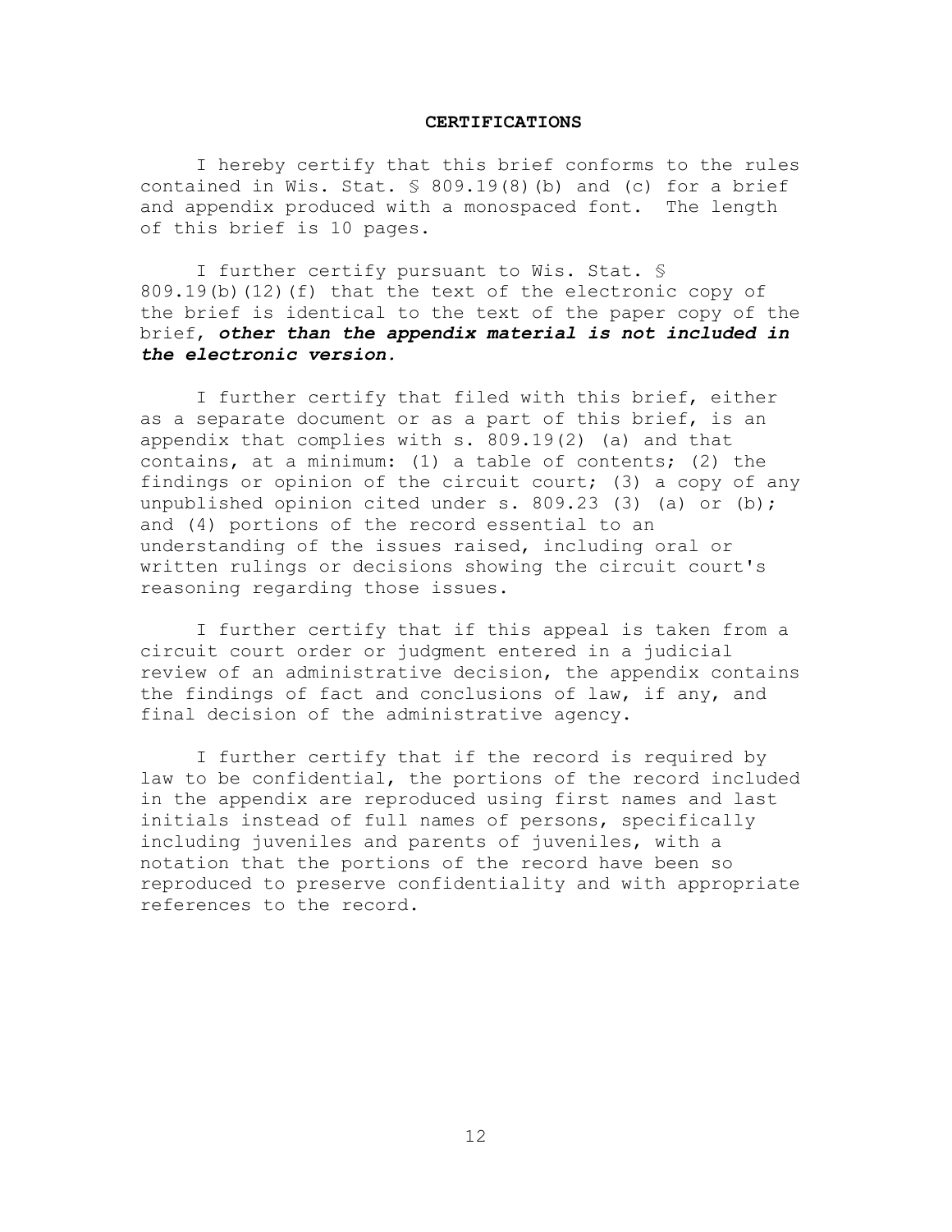**CERTIFICATIONS**

I hereby certify that this brief conforms to the rules contained in Wis. Stat. § 809.19(8)(b) and (c) for a brief and appendix produced with a monospaced font. The length of this brief is 10 pages.

I further certify pursuant to Wis. Stat. § 809.19(b)(12)(f) that the text of the electronic copy of the brief is identical to the text of the paper copy of the brief, ***other than the appendix material is not included in the electronic version.***

I further certify that filed with this brief, either as a separate document or as a part of this brief, is an appendix that complies with s. 809.19(2) (a) and that contains, at a minimum: (1) a table of contents; (2) the findings or opinion of the circuit court; (3) a copy of any unpublished opinion cited under s. 809.23 (3) (a) or (b); and (4) portions of the record essential to an understanding of the issues raised, including oral or written rulings or decisions showing the circuit court's reasoning regarding those issues.

I further certify that if this appeal is taken from a circuit court order or judgment entered in a judicial review of an administrative decision, the appendix contains the findings of fact and conclusions of law, if any, and final decision of the administrative agency.

I further certify that if the record is required by law to be confidential, the portions of the record included in the appendix are reproduced using first names and last initials instead of full names of persons, specifically including juveniles and parents of juveniles, with a notation that the portions of the record have been so reproduced to preserve confidentiality and with appropriate references to the record.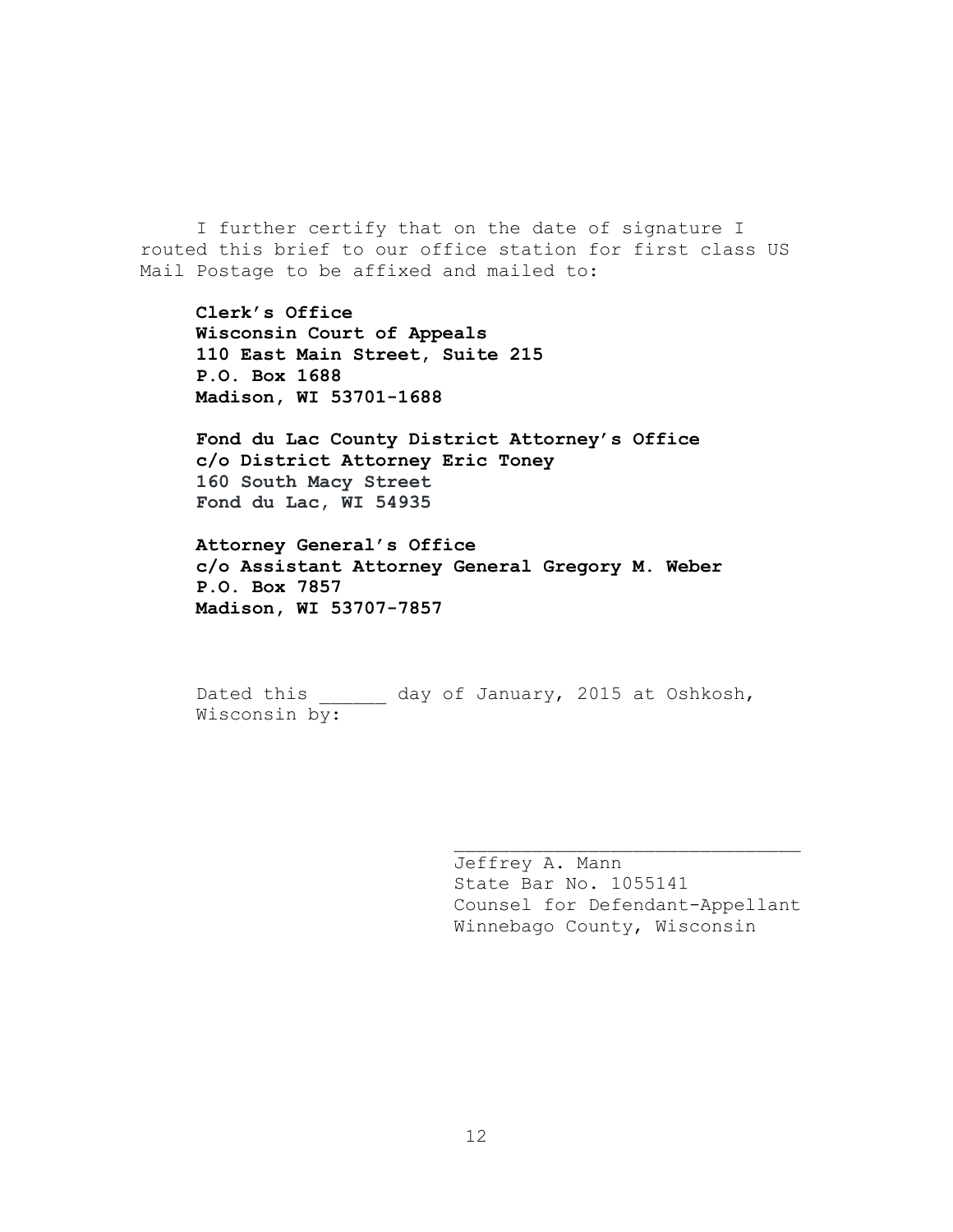I further certify that on the date of signature I routed this brief to our office station for first class US Mail Postage to be affixed and mailed to:

**Clerk's Office**
**Wisconsin Court of Appeals**
**110 East Main Street, Suite 215**
**P.O. Box 1688**
**Madison, WI 53701-1688**

**Fond du Lac County District Attorney's Office**
**c/o District Attorney Eric Toney**
**160 South Macy Street**
**Fond du Lac, WI 54935**

**Attorney General's Office**
**c/o Assistant Attorney General Gregory M. Weber**
**P.O. Box 7857**
**Madison, WI 53707-7857**

Dated this ______ day of January, 2015 at Oshkosh, Wisconsin by:

_______________________________
Jeffrey A. Mann
State Bar No. 1055141
Counsel for Defendant-Appellant
Winnebago County, Wisconsin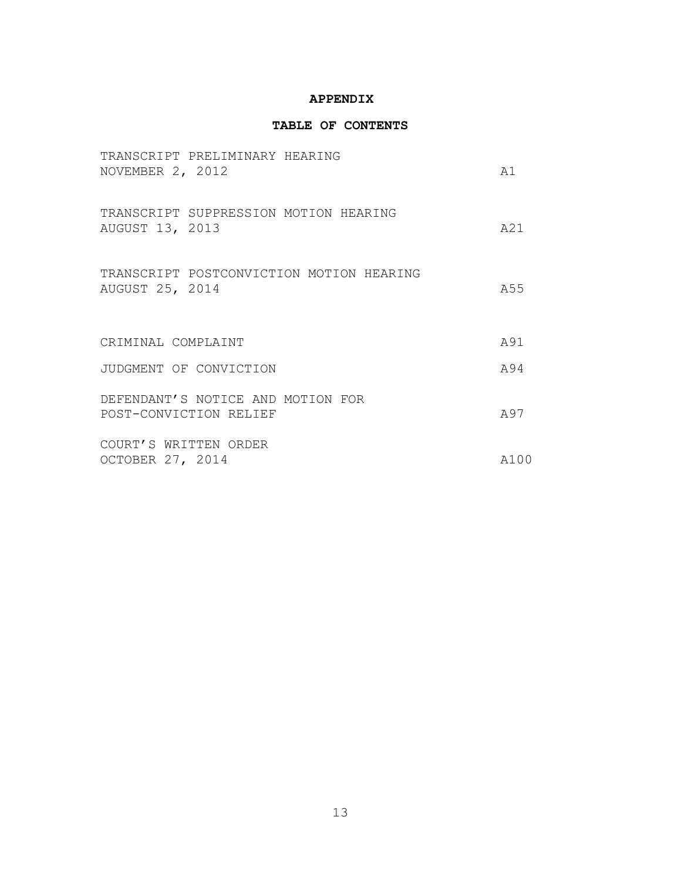# APPENDIX

## TABLE OF CONTENTS

| | |
|---|---|
| TRANSCRIPT PRELIMINARY HEARING NOVEMBER 2, 2012 | A1 |
| TRANSCRIPT SUPPRESSION MOTION HEARING AUGUST 13, 2013 | A21 |
| TRANSCRIPT POSTCONVICTION MOTION HEARING AUGUST 25, 2014 | A55 |
| CRIMINAL COMPLAINT | A91 |
| JUDGMENT OF CONVICTION | A94 |
| DEFENDANT'S NOTICE AND MOTION FOR POST-CONVICTION RELIEF | A97 |
| COURT'S WRITTEN ORDER OCTOBER 27, 2014 | A100 |